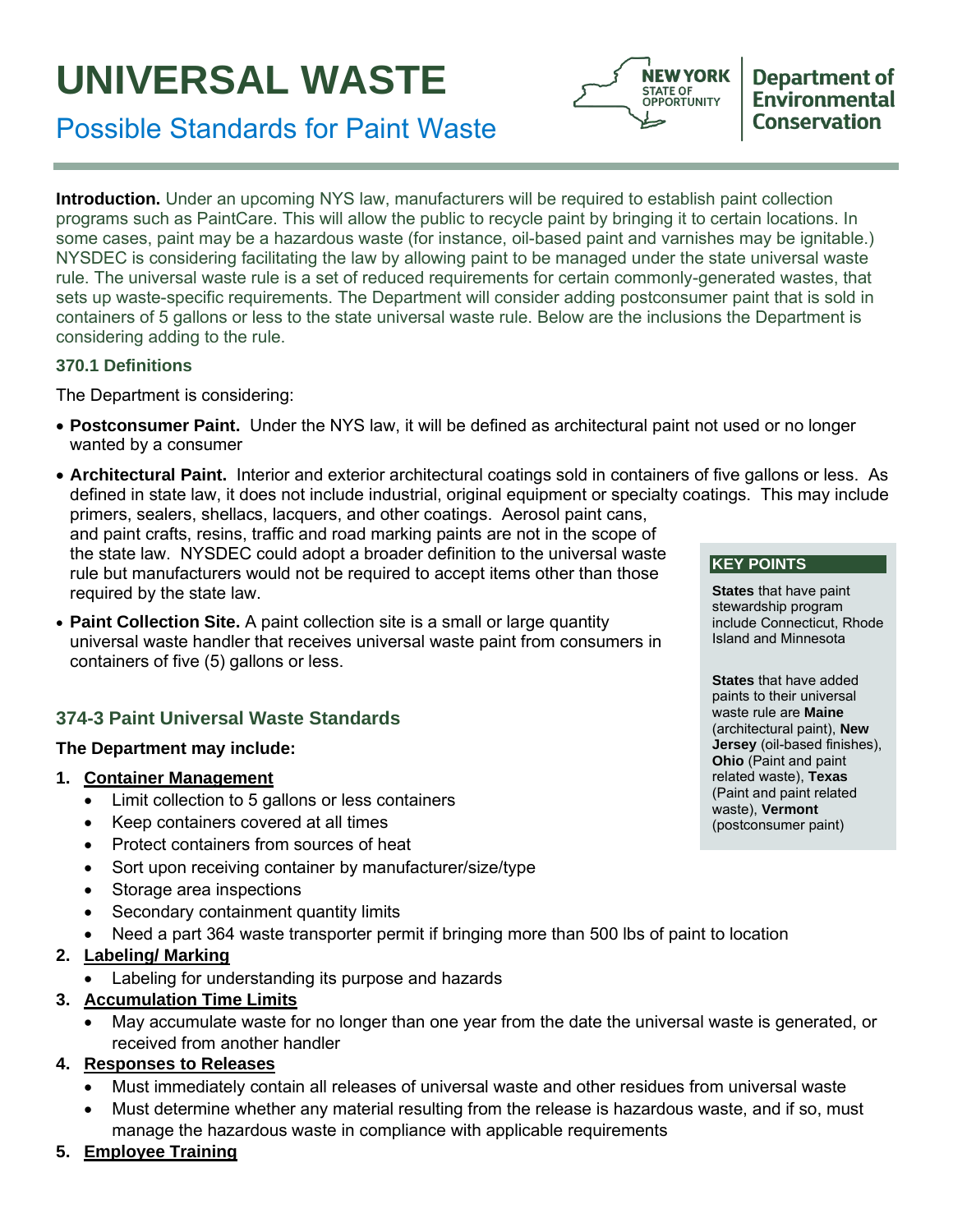# UNIVERSAL WASTE

## Possible Standards for Paint Waste

New York State of Opportunity | Department of Environmental Conservation

**Introduction.** Under an upcoming NYS law, manufacturers will be required to establish paint collection programs such as PaintCare. This will allow the public to recycle paint by bringing it to certain locations. In some cases, paint may be a hazardous waste (for instance, oil-based paint and varnishes may be ignitable.) NYSDEC is considering facilitating the law by allowing paint to be managed under the state universal waste rule. The universal waste rule is a set of reduced requirements for certain commonly-generated wastes, that sets up waste-specific requirements. The Department will consider adding postconsumer paint that is sold in containers of 5 gallons or less to the state universal waste rule. Below are the inclusions the Department is considering adding to the rule.

### 370.1 Definitions

The Department is considering:

- **Postconsumer Paint.** Under the NYS law, it will be defined as architectural paint not used or no longer wanted by a consumer
- **Architectural Paint.** Interior and exterior architectural coatings sold in containers of five gallons or less. As defined in state law, it does not include industrial, original equipment or specialty coatings. This may include primers, sealers, shellacs, lacquers, and other coatings. Aerosol paint cans, and paint crafts, resins, traffic and road marking paints are not in the scope of the state law. NYSDEC could adopt a broader definition to the universal waste rule but manufacturers would not be required to accept items other than those required by the state law.
- **Paint Collection Site.** A paint collection site is a small or large quantity universal waste handler that receives universal waste paint from consumers in containers of five (5) gallons or less.

### 374-3 Paint Universal Waste Standards

**The Department may include:**

1. **Container Management**
   - Limit collection to 5 gallons or less containers
   - Keep containers covered at all times
   - Protect containers from sources of heat
   - Sort upon receiving container by manufacturer/size/type
   - Storage area inspections
   - Secondary containment quantity limits
   - Need a part 364 waste transporter permit if bringing more than 500 lbs of paint to location
2. **Labeling/ Marking**
   - Labeling for understanding its purpose and hazards
3. **Accumulation Time Limits**
   - May accumulate waste for no longer than one year from the date the universal waste is generated, or received from another handler
4. **Responses to Releases**
   - Must immediately contain all releases of universal waste and other residues from universal waste
   - Must determine whether any material resulting from the release is hazardous waste, and if so, must manage the hazardous waste in compliance with applicable requirements
5. **Employee Training**

> **KEY POINTS**
>
> **States** that have paint stewardship program include Connecticut, Rhode Island and Minnesota
>
> **States** that have added paints to their universal waste rule are **Maine** (architectural paint), **New Jersey** (oil-based finishes), **Ohio** (Paint and paint related waste), **Texas** (Paint and paint related waste), **Vermont** (postconsumer paint)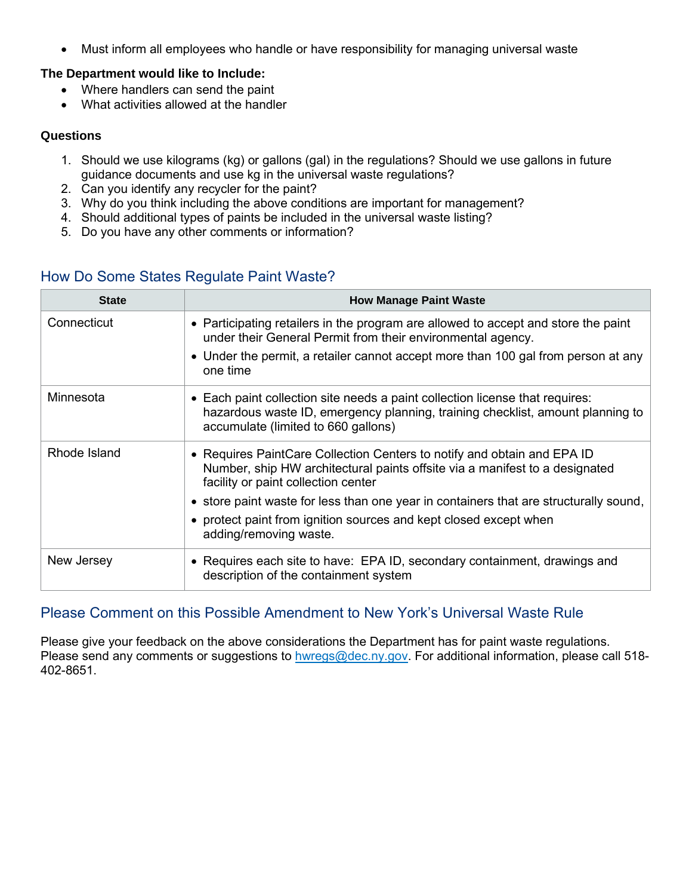- Must inform all employees who handle or have responsibility for managing universal waste

**The Department would like to Include:**

- Where handlers can send the paint
- What activities allowed at the handler

**Questions**

1. Should we use kilograms (kg) or gallons (gal) in the regulations? Should we use gallons in future guidance documents and use kg in the universal waste regulations?
2. Can you identify any recycler for the paint?
3. Why do you think including the above conditions are important for management?
4. Should additional types of paints be included in the universal waste listing?
5. Do you have any other comments or information?

## How Do Some States Regulate Paint Waste?

| State | How Manage Paint Waste |
|---|---|
| Connecticut | • Participating retailers in the program are allowed to accept and store the paint under their General Permit from their environmental agency.<br>• Under the permit, a retailer cannot accept more than 100 gal from person at any one time |
| Minnesota | • Each paint collection site needs a paint collection license that requires: hazardous waste ID, emergency planning, training checklist, amount planning to accumulate (limited to 660 gallons) |
| Rhode Island | • Requires PaintCare Collection Centers to notify and obtain and EPA ID Number, ship HW architectural paints offsite via a manifest to a designated facility or paint collection center<br>• store paint waste for less than one year in containers that are structurally sound,<br>• protect paint from ignition sources and kept closed except when adding/removing waste. |
| New Jersey | • Requires each site to have: EPA ID, secondary containment, drawings and description of the containment system |

## Please Comment on this Possible Amendment to New York's Universal Waste Rule

Please give your feedback on the above considerations the Department has for paint waste regulations. Please send any comments or suggestions to hwregs@dec.ny.gov. For additional information, please call 518-402-8651.